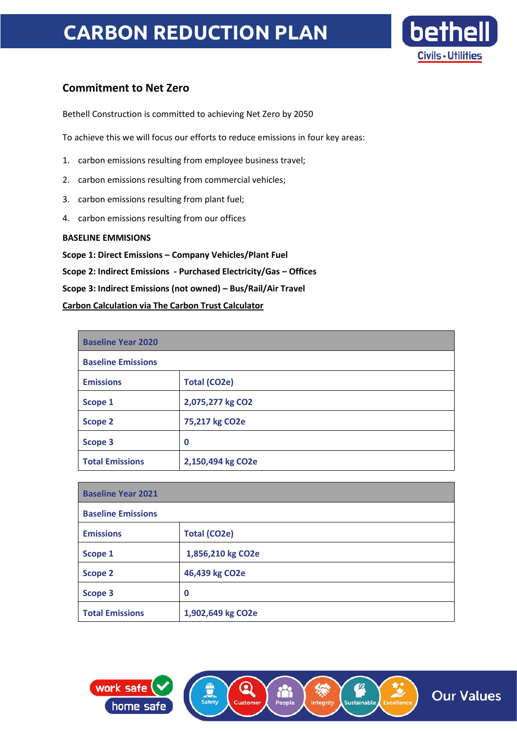# CARBON REDUCTION PLAN

## Commitment to Net Zero

Bethell Construction is committed to achieving Net Zero by 2050

To achieve this we will focus our efforts to reduce emissions in four key areas:

1. carbon emissions resulting from employee business travel;
2. carbon emissions resulting from commercial vehicles;
3. carbon emissions resulting from plant fuel;
4. carbon emissions resulting from our offices

**BASELINE EMMISIONS**

**Scope 1: Direct Emissions – Company Vehicles/Plant Fuel**

**Scope 2: Indirect Emissions - Purchased Electricity/Gas – Offices**

**Scope 3: Indirect Emissions (not owned) – Bus/Rail/Air Travel**

**Carbon Calculation via The Carbon Trust Calculator**

| Baseline Year 2020 | |
|---|---|
| **Baseline Emissions** | |
| **Emissions** | **Total ($CO_2e$)** |
| **Scope 1** | **2,075,277 kg $CO_2$** |
| **Scope 2** | **75,217 kg $CO_2e$** |
| **Scope 3** | **0** |
| **Total Emissions** | **2,150,494 kg $CO_2e$** |

| Baseline Year 2021 | |
|---|---|
| **Baseline Emissions** | |
| **Emissions** | **Total ($CO_2e$)** |
| **Scope 1** | **1,856,210 kg $CO_2e$** |
| **Scope 2** | **46,439 kg $CO_2e$** |
| **Scope 3** | **0** |
| **Total Emissions** | **1,902,649 kg $CO_2e$** |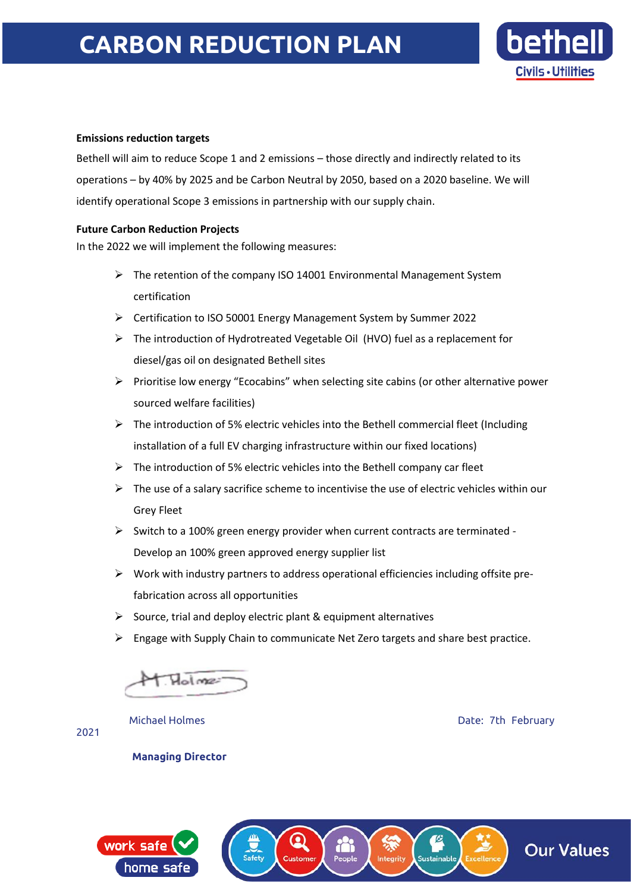## Emissions reduction targets

Bethell will aim to reduce Scope 1 and 2 emissions – those directly and indirectly related to its operations – by 40% by 2025 and be Carbon Neutral by 2050, based on a 2020 baseline. We will identify operational Scope 3 emissions in partnership with our supply chain.

## Future Carbon Reduction Projects

In the 2022 we will implement the following measures:

- The retention of the company ISO 14001 Environmental Management System certification
- Certification to ISO 50001 Energy Management System by Summer 2022
- The introduction of Hydrotreated Vegetable Oil (HVO) fuel as a replacement for diesel/gas oil on designated Bethell sites
- Prioritise low energy "Ecocabins" when selecting site cabins (or other alternative power sourced welfare facilities)
- The introduction of 5% electric vehicles into the Bethell commercial fleet (Including installation of a full EV charging infrastructure within our fixed locations)
- The introduction of 5% electric vehicles into the Bethell company car fleet
- The use of a salary sacrifice scheme to incentivise the use of electric vehicles within our Grey Fleet
- Switch to a 100% green energy provider when current contracts are terminated - Develop an 100% green approved energy supplier list
- Work with industry partners to address operational efficiencies including offsite pre-fabrication across all opportunities
- Source, trial and deploy electric plant & equipment alternatives
- Engage with Supply Chain to communicate Net Zero targets and share best practice.

Michael Holmes

**Managing Director**

Date: 7th February 2021